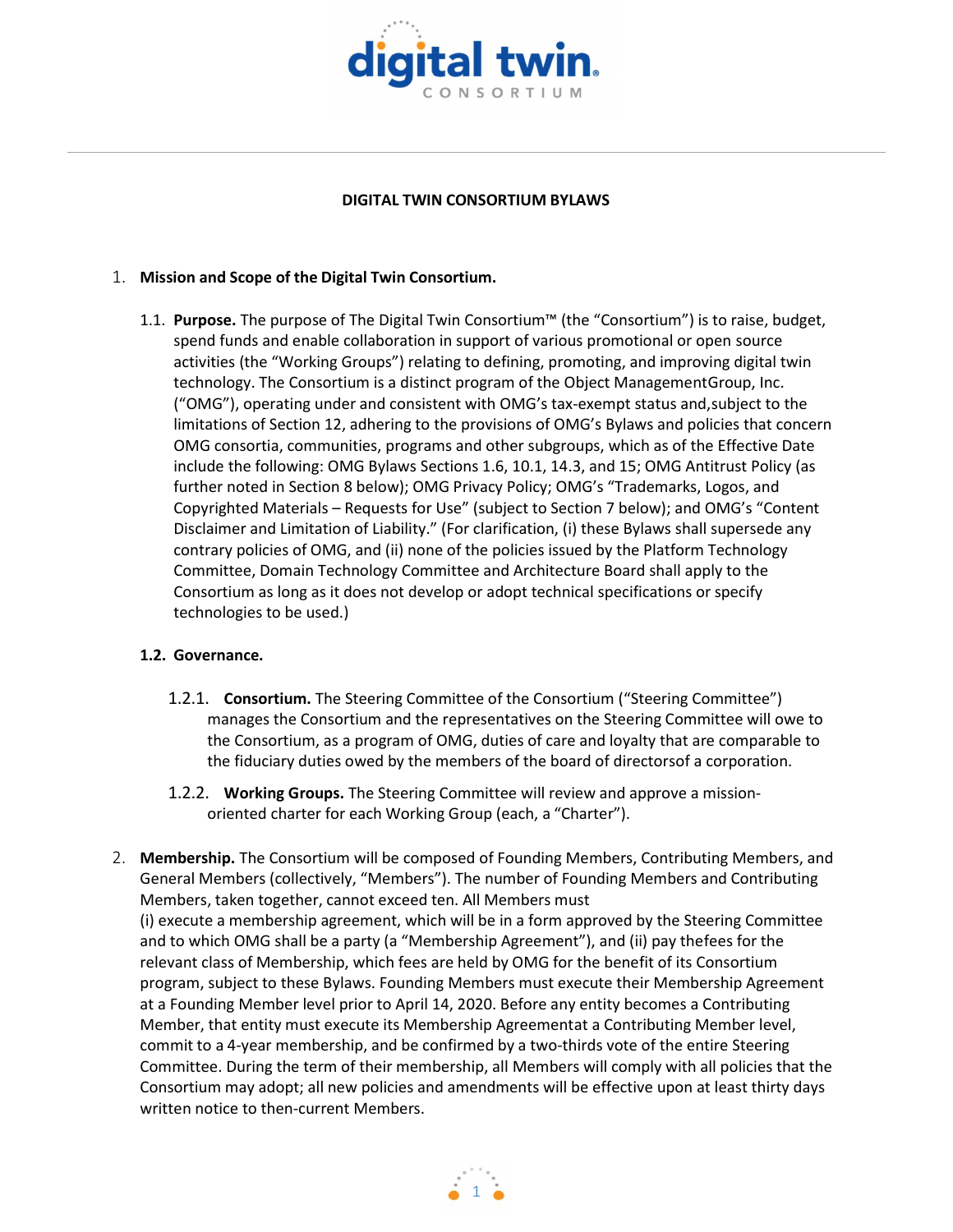# DIGITAL TWIN CONSORTIUM BYLAWS

1. **Mission and Scope of the Digital Twin Consortium.**

   1.1. **Purpose.** The purpose of The Digital Twin Consortium™ (the "Consortium") is to raise, budget, spend funds and enable collaboration in support of various promotional or open source activities (the "Working Groups") relating to defining, promoting, and improving digital twin technology. The Consortium is a distinct program of the Object ManagementGroup, Inc. ("OMG"), operating under and consistent with OMG's tax-exempt status and,subject to the limitations of Section 12, adhering to the provisions of OMG's Bylaws and policies that concern OMG consortia, communities, programs and other subgroups, which as of the Effective Date include the following: OMG Bylaws Sections 1.6, 10.1, 14.3, and 15; OMG Antitrust Policy (as further noted in Section 8 below); OMG Privacy Policy; OMG's "Trademarks, Logos, and Copyrighted Materials – Requests for Use" (subject to Section 7 below); and OMG's "Content Disclaimer and Limitation of Liability." (For clarification, (i) these Bylaws shall supersede any contrary policies of OMG, and (ii) none of the policies issued by the Platform Technology Committee, Domain Technology Committee and Architecture Board shall apply to the Consortium as long as it does not develop or adopt technical specifications or specify technologies to be used.)

   **1.2. Governance.**

   1.2.1. **Consortium.** The Steering Committee of the Consortium ("Steering Committee") manages the Consortium and the representatives on the Steering Committee will owe to the Consortium, as a program of OMG, duties of care and loyalty that are comparable to the fiduciary duties owed by the members of the board of directorsof a corporation.

   1.2.2. **Working Groups.** The Steering Committee will review and approve a mission-oriented charter for each Working Group (each, a "Charter").

2. **Membership.** The Consortium will be composed of Founding Members, Contributing Members, and General Members (collectively, "Members"). The number of Founding Members and Contributing Members, taken together, cannot exceed ten. All Members must
(i) execute a membership agreement, which will be in a form approved by the Steering Committee and to which OMG shall be a party (a "Membership Agreement"), and (ii) pay thefees for the relevant class of Membership, which fees are held by OMG for the benefit of its Consortium program, subject to these Bylaws. Founding Members must execute their Membership Agreement at a Founding Member level prior to April 14, 2020. Before any entity becomes a Contributing Member, that entity must execute its Membership Agreementat a Contributing Member level, commit to a 4-year membership, and be confirmed by a two-thirds vote of the entire Steering Committee. During the term of their membership, all Members will comply with all policies that the Consortium may adopt; all new policies and amendments will be effective upon at least thirty days written notice to then-current Members.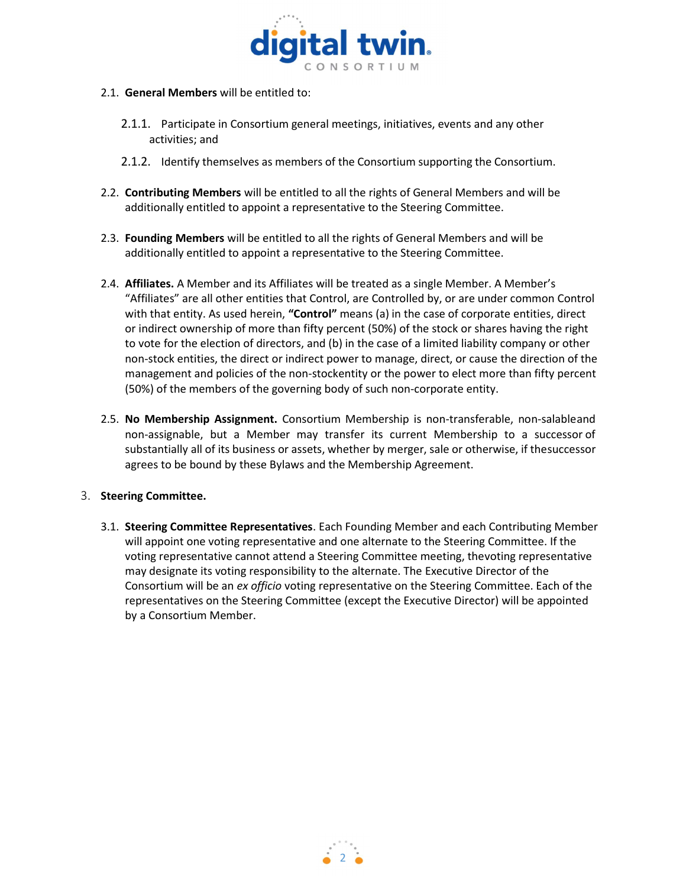2.1. **General Members** will be entitled to:

2.1.1. Participate in Consortium general meetings, initiatives, events and any other activities; and

2.1.2. Identify themselves as members of the Consortium supporting the Consortium.

2.2. **Contributing Members** will be entitled to all the rights of General Members and will be additionally entitled to appoint a representative to the Steering Committee.

2.3. **Founding Members** will be entitled to all the rights of General Members and will be additionally entitled to appoint a representative to the Steering Committee.

2.4. **Affiliates.** A Member and its Affiliates will be treated as a single Member. A Member's "Affiliates" are all other entities that Control, are Controlled by, or are under common Control with that entity. As used herein, **"Control"** means (a) in the case of corporate entities, direct or indirect ownership of more than fifty percent (50%) of the stock or shares having the right to vote for the election of directors, and (b) in the case of a limited liability company or other non-stock entities, the direct or indirect power to manage, direct, or cause the direction of the management and policies of the non-stockentity or the power to elect more than fifty percent (50%) of the members of the governing body of such non-corporate entity.

2.5. **No Membership Assignment.** Consortium Membership is non-transferable, non-salableand non-assignable, but a Member may transfer its current Membership to a successor of substantially all of its business or assets, whether by merger, sale or otherwise, if thesuccessor agrees to be bound by these Bylaws and the Membership Agreement.

3. **Steering Committee.**

3.1. **Steering Committee Representatives**. Each Founding Member and each Contributing Member will appoint one voting representative and one alternate to the Steering Committee. If the voting representative cannot attend a Steering Committee meeting, thevoting representative may designate its voting responsibility to the alternate. The Executive Director of the Consortium will be an *ex officio* voting representative on the Steering Committee. Each of the representatives on the Steering Committee (except the Executive Director) will be appointed by a Consortium Member.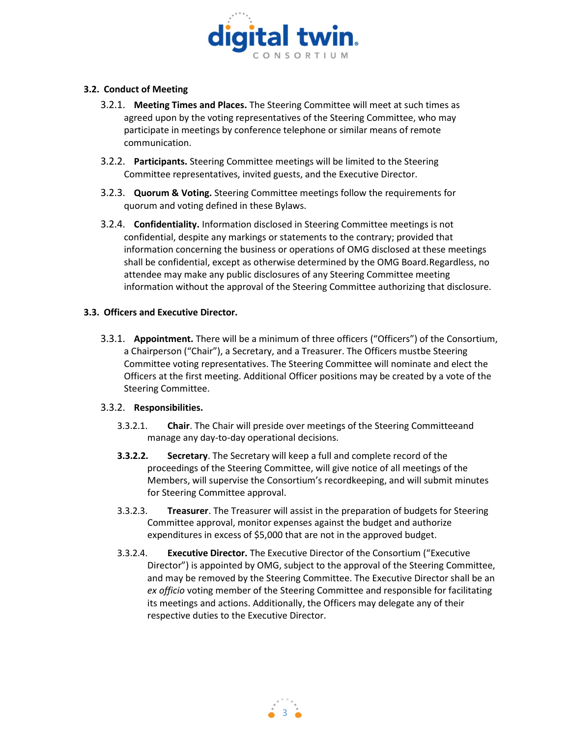### 3.2. Conduct of Meeting

3.2.1. **Meeting Times and Places.** The Steering Committee will meet at such times as agreed upon by the voting representatives of the Steering Committee, who may participate in meetings by conference telephone or similar means of remote communication.

3.2.2. **Participants.** Steering Committee meetings will be limited to the Steering Committee representatives, invited guests, and the Executive Director.

3.2.3. **Quorum & Voting.** Steering Committee meetings follow the requirements for quorum and voting defined in these Bylaws.

3.2.4. **Confidentiality.** Information disclosed in Steering Committee meetings is not confidential, despite any markings or statements to the contrary; provided that information concerning the business or operations of OMG disclosed at these meetings shall be confidential, except as otherwise determined by the OMG Board.Regardless, no attendee may make any public disclosures of any Steering Committee meeting information without the approval of the Steering Committee authorizing that disclosure.

### 3.3. Officers and Executive Director.

3.3.1. **Appointment.** There will be a minimum of three officers ("Officers") of the Consortium, a Chairperson ("Chair"), a Secretary, and a Treasurer. The Officers mustbe Steering Committee voting representatives. The Steering Committee will nominate and elect the Officers at the first meeting. Additional Officer positions may be created by a vote of the Steering Committee.

3.3.2. **Responsibilities.**

3.3.2.1. **Chair**. The Chair will preside over meetings of the Steering Committeeand manage any day-to-day operational decisions.

**3.3.2.2.** **Secretary**. The Secretary will keep a full and complete record of the proceedings of the Steering Committee, will give notice of all meetings of the Members, will supervise the Consortium's recordkeeping, and will submit minutes for Steering Committee approval.

3.3.2.3. **Treasurer**. The Treasurer will assist in the preparation of budgets for Steering Committee approval, monitor expenses against the budget and authorize expenditures in excess of $5,000 that are not in the approved budget.

3.3.2.4. **Executive Director.** The Executive Director of the Consortium ("Executive Director") is appointed by OMG, subject to the approval of the Steering Committee, and may be removed by the Steering Committee. The Executive Director shall be an *ex officio* voting member of the Steering Committee and responsible for facilitating its meetings and actions. Additionally, the Officers may delegate any of their respective duties to the Executive Director.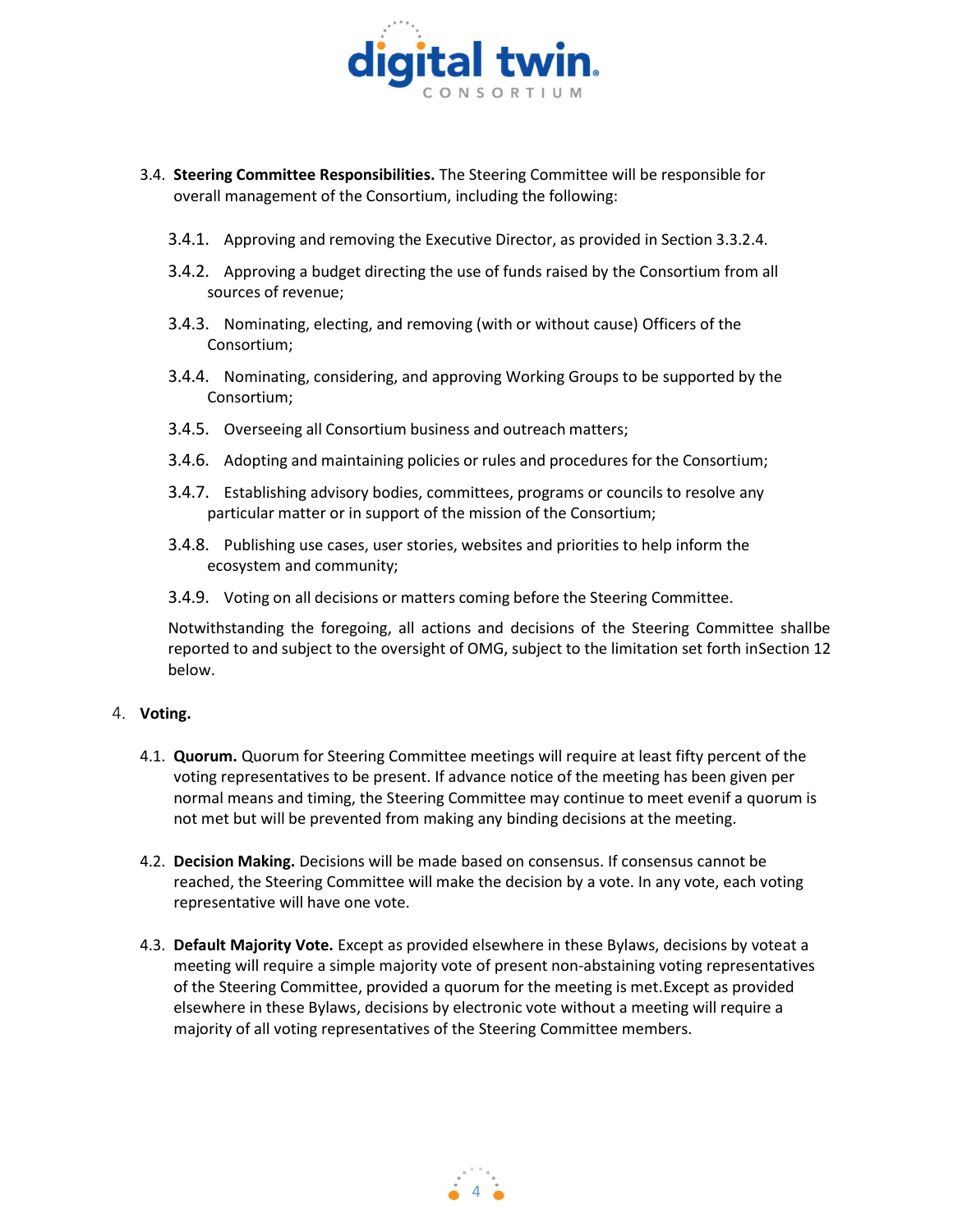3.4. **Steering Committee Responsibilities.** The Steering Committee will be responsible for overall management of the Consortium, including the following:

3.4.1. Approving and removing the Executive Director, as provided in Section 3.3.2.4.

3.4.2. Approving a budget directing the use of funds raised by the Consortium from all sources of revenue;

3.4.3. Nominating, electing, and removing (with or without cause) Officers of the Consortium;

3.4.4. Nominating, considering, and approving Working Groups to be supported by the Consortium;

3.4.5. Overseeing all Consortium business and outreach matters;

3.4.6. Adopting and maintaining policies or rules and procedures for the Consortium;

3.4.7. Establishing advisory bodies, committees, programs or councils to resolve any particular matter or in support of the mission of the Consortium;

3.4.8. Publishing use cases, user stories, websites and priorities to help inform the ecosystem and community;

3.4.9. Voting on all decisions or matters coming before the Steering Committee.

Notwithstanding the foregoing, all actions and decisions of the Steering Committee shallbe reported to and subject to the oversight of OMG, subject to the limitation set forth inSection 12 below.

4. **Voting.**

4.1. **Quorum.** Quorum for Steering Committee meetings will require at least fifty percent of the voting representatives to be present. If advance notice of the meeting has been given per normal means and timing, the Steering Committee may continue to meet evenif a quorum is not met but will be prevented from making any binding decisions at the meeting.

4.2. **Decision Making.** Decisions will be made based on consensus. If consensus cannot be reached, the Steering Committee will make the decision by a vote. In any vote, each voting representative will have one vote.

4.3. **Default Majority Vote.** Except as provided elsewhere in these Bylaws, decisions by voteat a meeting will require a simple majority vote of present non-abstaining voting representatives of the Steering Committee, provided a quorum for the meeting is met.Except as provided elsewhere in these Bylaws, decisions by electronic vote without a meeting will require a majority of all voting representatives of the Steering Committee members.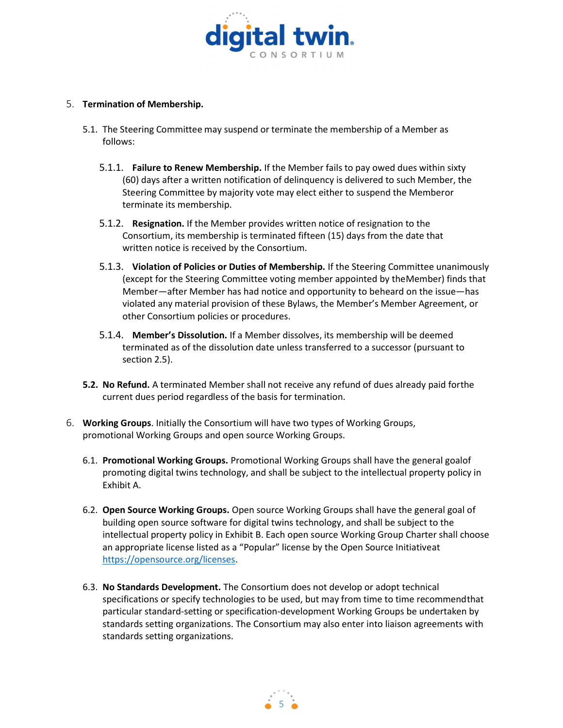5. **Termination of Membership.**

5.1. The Steering Committee may suspend or terminate the membership of a Member as follows:

5.1.1. **Failure to Renew Membership.** If the Member fails to pay owed dues within sixty (60) days after a written notification of delinquency is delivered to such Member, the Steering Committee by majority vote may elect either to suspend the Memberor terminate its membership.

5.1.2. **Resignation.** If the Member provides written notice of resignation to the Consortium, its membership is terminated fifteen (15) days from the date that written notice is received by the Consortium.

5.1.3. **Violation of Policies or Duties of Membership.** If the Steering Committee unanimously (except for the Steering Committee voting member appointed by theMember) finds that Member—after Member has had notice and opportunity to beheard on the issue—has violated any material provision of these Bylaws, the Member's Member Agreement, or other Consortium policies or procedures.

5.1.4. **Member's Dissolution.** If a Member dissolves, its membership will be deemed terminated as of the dissolution date unless transferred to a successor (pursuant to section 2.5).

**5.2. No Refund.** A terminated Member shall not receive any refund of dues already paid forthe current dues period regardless of the basis for termination.

6. **Working Groups**. Initially the Consortium will have two types of Working Groups, promotional Working Groups and open source Working Groups.

6.1. **Promotional Working Groups.** Promotional Working Groups shall have the general goalof promoting digital twins technology, and shall be subject to the intellectual property policy in Exhibit A.

6.2. **Open Source Working Groups.** Open source Working Groups shall have the general goal of building open source software for digital twins technology, and shall be subject to the intellectual property policy in Exhibit B. Each open source Working Group Charter shall choose an appropriate license listed as a "Popular" license by the Open Source Initiativeat [https://opensource.org/licenses](https://opensource.org/licenses).

6.3. **No Standards Development.** The Consortium does not develop or adopt technical specifications or specify technologies to be used, but may from time to time recommendthat particular standard-setting or specification-development Working Groups be undertaken by standards setting organizations. The Consortium may also enter into liaison agreements with standards setting organizations.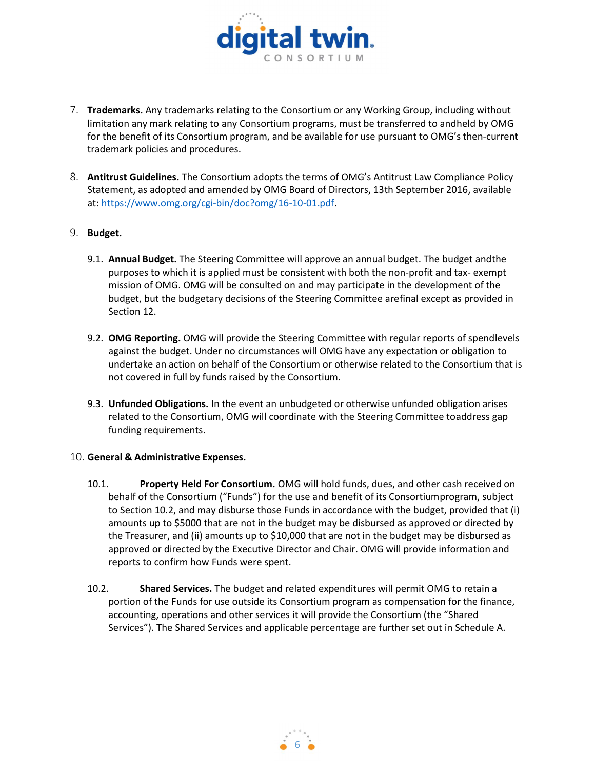7. **Trademarks.** Any trademarks relating to the Consortium or any Working Group, including without limitation any mark relating to any Consortium programs, must be transferred to andheld by OMG for the benefit of its Consortium program, and be available for use pursuant to OMG's then-current trademark policies and procedures.

8. **Antitrust Guidelines.** The Consortium adopts the terms of OMG's Antitrust Law Compliance Policy Statement, as adopted and amended by OMG Board of Directors, 13th September 2016, available at: https://www.omg.org/cgi-bin/doc?omg/16-10-01.pdf.

9. **Budget.**

   9.1. **Annual Budget.** The Steering Committee will approve an annual budget. The budget andthe purposes to which it is applied must be consistent with both the non-profit and tax- exempt mission of OMG. OMG will be consulted on and may participate in the development of the budget, but the budgetary decisions of the Steering Committee arefinal except as provided in Section 12.

   9.2. **OMG Reporting.** OMG will provide the Steering Committee with regular reports of spendlevels against the budget. Under no circumstances will OMG have any expectation or obligation to undertake an action on behalf of the Consortium or otherwise related to the Consortium that is not covered in full by funds raised by the Consortium.

   9.3. **Unfunded Obligations.** In the event an unbudgeted or otherwise unfunded obligation arises related to the Consortium, OMG will coordinate with the Steering Committee toaddress gap funding requirements.

10. **General & Administrative Expenses.**

   10.1. **Property Held For Consortium.** OMG will hold funds, dues, and other cash received on behalf of the Consortium ("Funds") for the use and benefit of its Consortiumprogram, subject to Section 10.2, and may disburse those Funds in accordance with the budget, provided that (i) amounts up to $5000 that are not in the budget may be disbursed as approved or directed by the Treasurer, and (ii) amounts up to $10,000 that are not in the budget may be disbursed as approved or directed by the Executive Director and Chair. OMG will provide information and reports to confirm how Funds were spent.

   10.2. **Shared Services.** The budget and related expenditures will permit OMG to retain a portion of the Funds for use outside its Consortium program as compensation for the finance, accounting, operations and other services it will provide the Consortium (the "Shared Services"). The Shared Services and applicable percentage are further set out in Schedule A.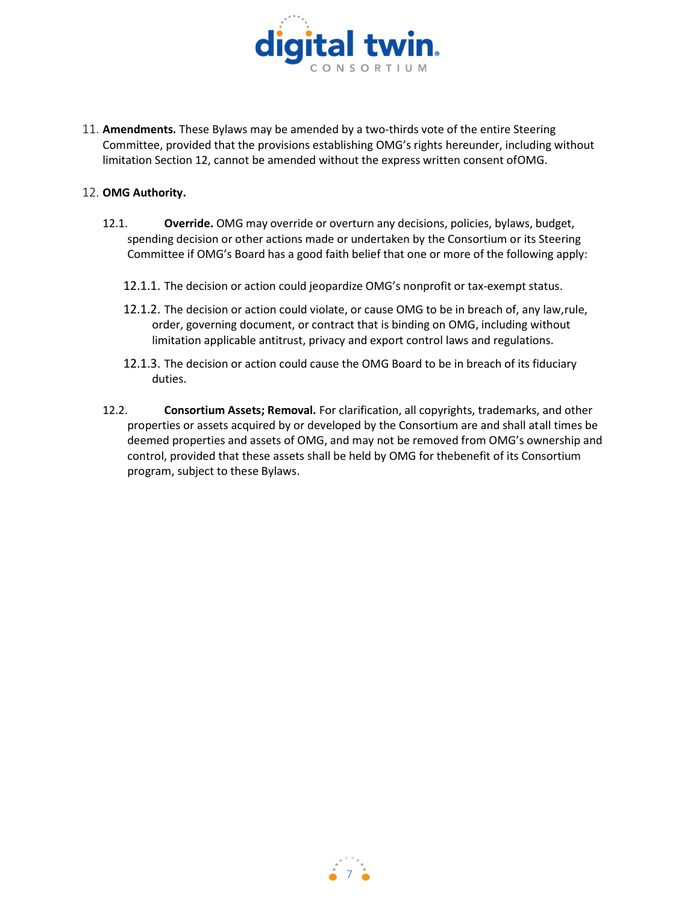11. **Amendments.** These Bylaws may be amended by a two-thirds vote of the entire Steering Committee, provided that the provisions establishing OMG's rights hereunder, including without limitation Section 12, cannot be amended without the express written consent ofOMG.

12. **OMG Authority.**

    12.1. **Override.** OMG may override or overturn any decisions, policies, bylaws, budget, spending decision or other actions made or undertaken by the Consortium or its Steering Committee if OMG's Board has a good faith belief that one or more of the following apply:

    12.1.1. The decision or action could jeopardize OMG's nonprofit or tax-exempt status.

    12.1.2. The decision or action could violate, or cause OMG to be in breach of, any law,rule, order, governing document, or contract that is binding on OMG, including without limitation applicable antitrust, privacy and export control laws and regulations.

    12.1.3. The decision or action could cause the OMG Board to be in breach of its fiduciary duties.

    12.2. **Consortium Assets; Removal.** For clarification, all copyrights, trademarks, and other properties or assets acquired by or developed by the Consortium are and shall atall times be deemed properties and assets of OMG, and may not be removed from OMG's ownership and control, provided that these assets shall be held by OMG for thebenefit of its Consortium program, subject to these Bylaws.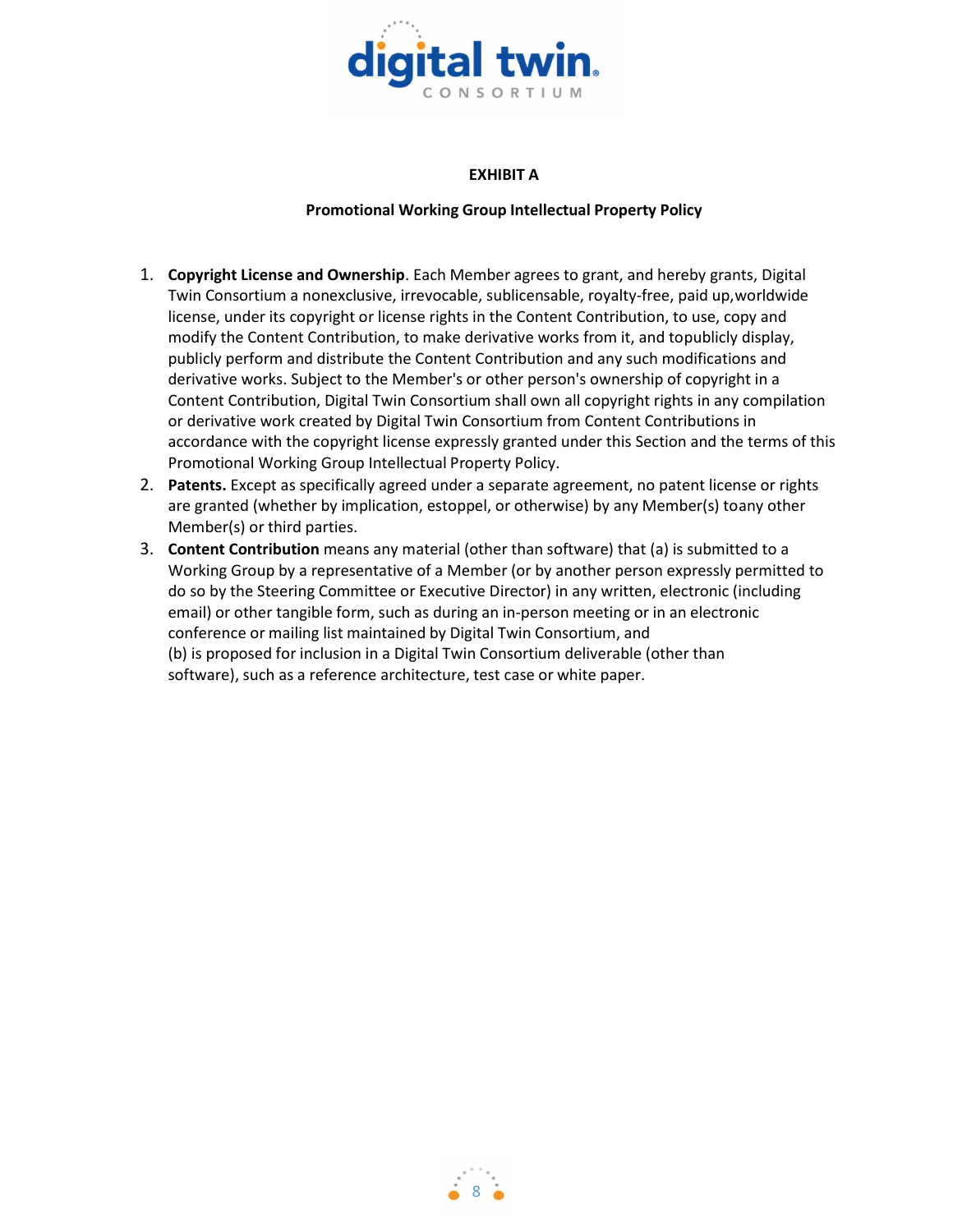**EXHIBIT A**

**Promotional Working Group Intellectual Property Policy**

1. **Copyright License and Ownership**. Each Member agrees to grant, and hereby grants, Digital Twin Consortium a nonexclusive, irrevocable, sublicensable, royalty-free, paid up,worldwide license, under its copyright or license rights in the Content Contribution, to use, copy and modify the Content Contribution, to make derivative works from it, and topublicly display, publicly perform and distribute the Content Contribution and any such modifications and derivative works. Subject to the Member's or other person's ownership of copyright in a Content Contribution, Digital Twin Consortium shall own all copyright rights in any compilation or derivative work created by Digital Twin Consortium from Content Contributions in accordance with the copyright license expressly granted under this Section and the terms of this Promotional Working Group Intellectual Property Policy.
2. **Patents.** Except as specifically agreed under a separate agreement, no patent license or rights are granted (whether by implication, estoppel, or otherwise) by any Member(s) toany other Member(s) or third parties.
3. **Content Contribution** means any material (other than software) that (a) is submitted to a Working Group by a representative of a Member (or by another person expressly permitted to do so by the Steering Committee or Executive Director) in any written, electronic (including email) or other tangible form, such as during an in-person meeting or in an electronic conference or mailing list maintained by Digital Twin Consortium, and
(b) is proposed for inclusion in a Digital Twin Consortium deliverable (other than software), such as a reference architecture, test case or white paper.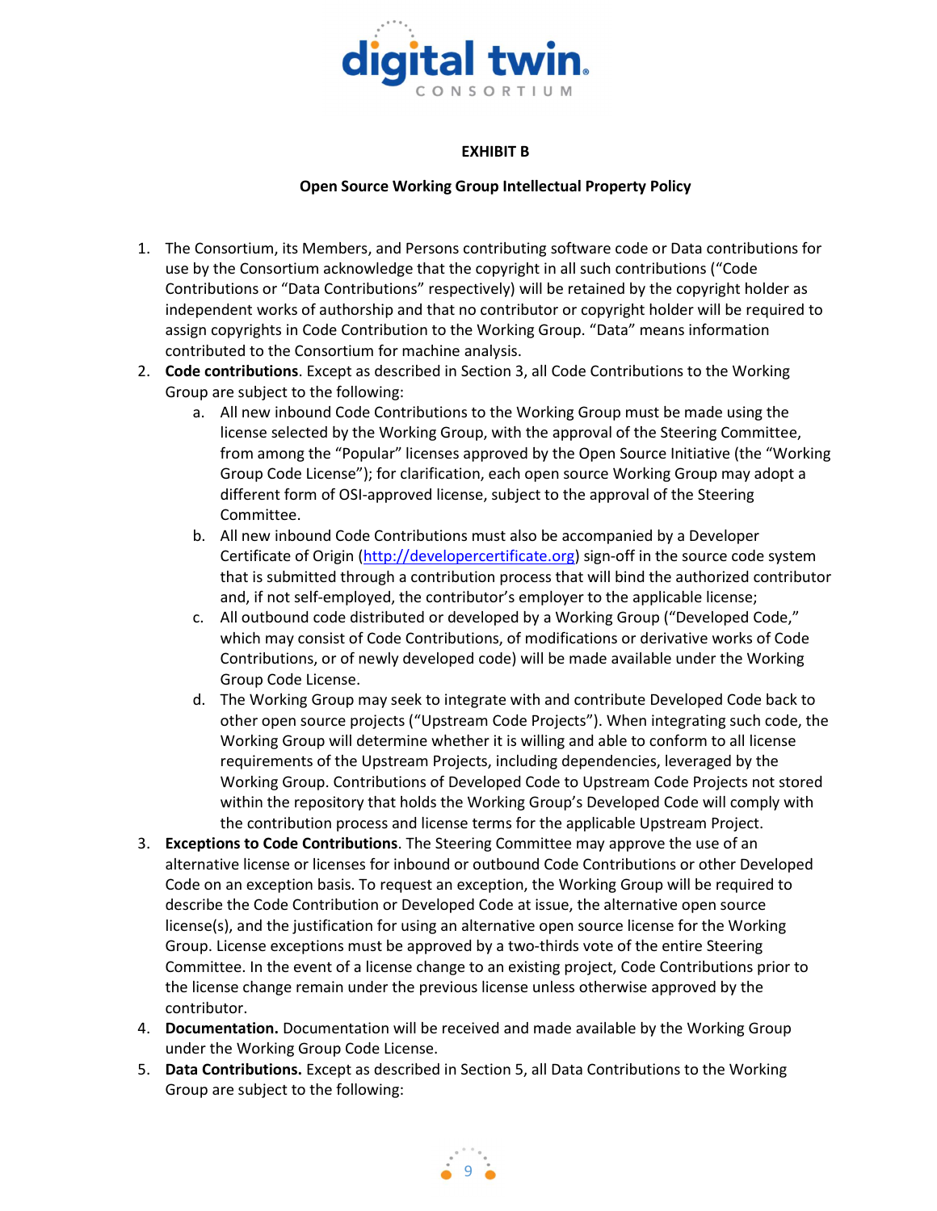**EXHIBIT B**

**Open Source Working Group Intellectual Property Policy**

1. The Consortium, its Members, and Persons contributing software code or Data contributions for use by the Consortium acknowledge that the copyright in all such contributions ("Code Contributions or "Data Contributions" respectively) will be retained by the copyright holder as independent works of authorship and that no contributor or copyright holder will be required to assign copyrights in Code Contribution to the Working Group. "Data" means information contributed to the Consortium for machine analysis.
2. **Code contributions**. Except as described in Section 3, all Code Contributions to the Working Group are subject to the following:
    a. All new inbound Code Contributions to the Working Group must be made using the license selected by the Working Group, with the approval of the Steering Committee, from among the "Popular" licenses approved by the Open Source Initiative (the "Working Group Code License"); for clarification, each open source Working Group may adopt a different form of OSI-approved license, subject to the approval of the Steering Committee.
    b. All new inbound Code Contributions must also be accompanied by a Developer Certificate of Origin (http://developercertificate.org) sign-off in the source code system that is submitted through a contribution process that will bind the authorized contributor and, if not self-employed, the contributor's employer to the applicable license;
    c. All outbound code distributed or developed by a Working Group ("Developed Code," which may consist of Code Contributions, of modifications or derivative works of Code Contributions, or of newly developed code) will be made available under the Working Group Code License.
    d. The Working Group may seek to integrate with and contribute Developed Code back to other open source projects ("Upstream Code Projects"). When integrating such code, the Working Group will determine whether it is willing and able to conform to all license requirements of the Upstream Projects, including dependencies, leveraged by the Working Group. Contributions of Developed Code to Upstream Code Projects not stored within the repository that holds the Working Group's Developed Code will comply with the contribution process and license terms for the applicable Upstream Project.
3. **Exceptions to Code Contributions**. The Steering Committee may approve the use of an alternative license or licenses for inbound or outbound Code Contributions or other Developed Code on an exception basis. To request an exception, the Working Group will be required to describe the Code Contribution or Developed Code at issue, the alternative open source license(s), and the justification for using an alternative open source license for the Working Group. License exceptions must be approved by a two-thirds vote of the entire Steering Committee. In the event of a license change to an existing project, Code Contributions prior to the license change remain under the previous license unless otherwise approved by the contributor.
4. **Documentation.** Documentation will be received and made available by the Working Group under the Working Group Code License.
5. **Data Contributions.** Except as described in Section 5, all Data Contributions to the Working Group are subject to the following: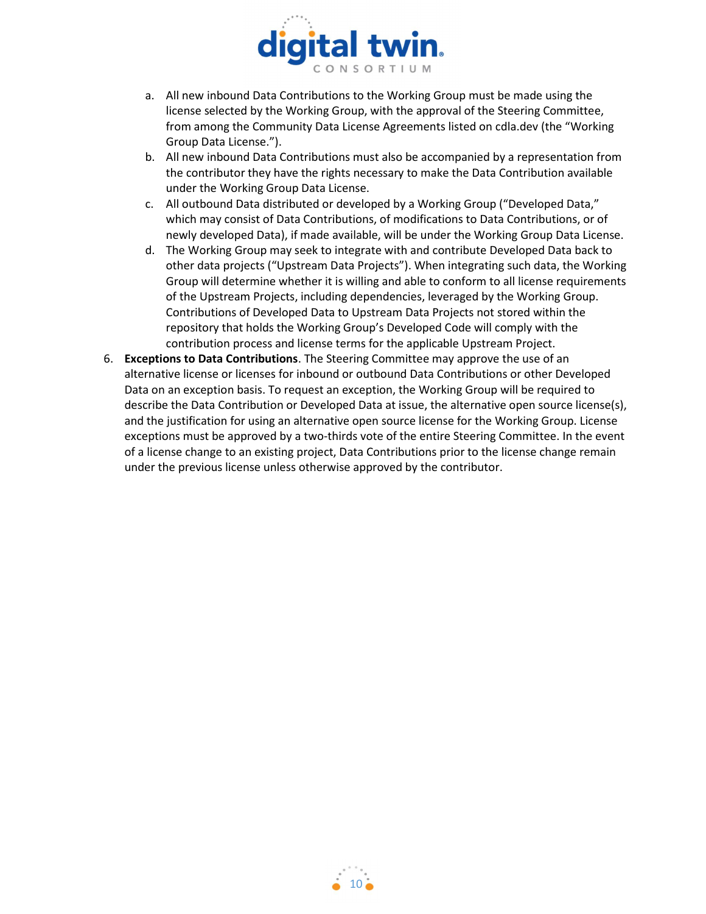a. All new inbound Data Contributions to the Working Group must be made using the license selected by the Working Group, with the approval of the Steering Committee, from among the Community Data License Agreements listed on cdla.dev (the "Working Group Data License.").
b. All new inbound Data Contributions must also be accompanied by a representation from the contributor they have the rights necessary to make the Data Contribution available under the Working Group Data License.
c. All outbound Data distributed or developed by a Working Group ("Developed Data," which may consist of Data Contributions, of modifications to Data Contributions, or of newly developed Data), if made available, will be under the Working Group Data License.
d. The Working Group may seek to integrate with and contribute Developed Data back to other data projects ("Upstream Data Projects"). When integrating such data, the Working Group will determine whether it is willing and able to conform to all license requirements of the Upstream Projects, including dependencies, leveraged by the Working Group. Contributions of Developed Data to Upstream Data Projects not stored within the repository that holds the Working Group's Developed Code will comply with the contribution process and license terms for the applicable Upstream Project.

6. **Exceptions to Data Contributions**. The Steering Committee may approve the use of an alternative license or licenses for inbound or outbound Data Contributions or other Developed Data on an exception basis. To request an exception, the Working Group will be required to describe the Data Contribution or Developed Data at issue, the alternative open source license(s), and the justification for using an alternative open source license for the Working Group. License exceptions must be approved by a two-thirds vote of the entire Steering Committee. In the event of a license change to an existing project, Data Contributions prior to the license change remain under the previous license unless otherwise approved by the contributor.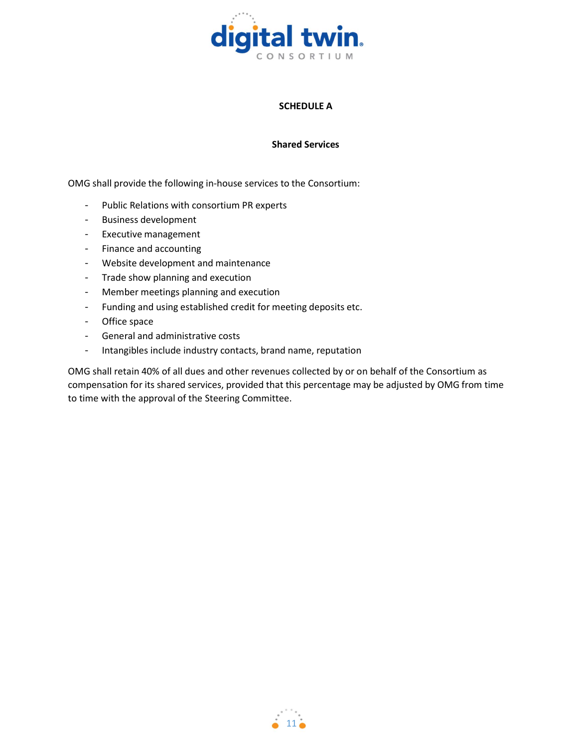# SCHEDULE A

## Shared Services

OMG shall provide the following in-house services to the Consortium:

- Public Relations with consortium PR experts
- Business development
- Executive management
- Finance and accounting
- Website development and maintenance
- Trade show planning and execution
- Member meetings planning and execution
- Funding and using established credit for meeting deposits etc.
- Office space
- General and administrative costs
- Intangibles include industry contacts, brand name, reputation

OMG shall retain 40% of all dues and other revenues collected by or on behalf of the Consortium as compensation for its shared services, provided that this percentage may be adjusted by OMG from time to time with the approval of the Steering Committee.